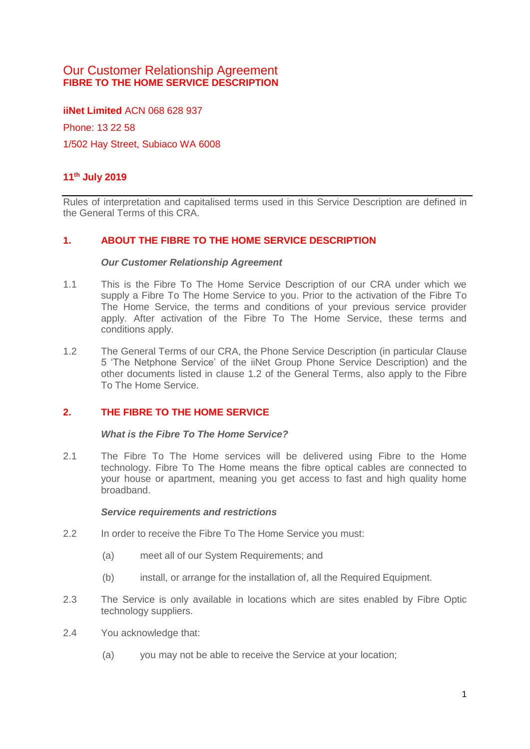# Our Customer Relationship Agreement
## FIBRE TO THE HOME SERVICE DESCRIPTION

**iiNet Limited** ACN 068 628 937

Phone: 13 22 58

1/502 Hay Street, Subiaco WA 6008

**11th July 2019**

---

Rules of interpretation and capitalised terms used in this Service Description are defined in the General Terms of this CRA.

## 1. ABOUT THE FIBRE TO THE HOME SERVICE DESCRIPTION

***Our Customer Relationship Agreement***

1.1 This is the Fibre To The Home Service Description of our CRA under which we supply a Fibre To The Home Service to you. Prior to the activation of the Fibre To The Home Service, the terms and conditions of your previous service provider apply. After activation of the Fibre To The Home Service, these terms and conditions apply.

1.2 The General Terms of our CRA, the Phone Service Description (in particular Clause 5 'The Netphone Service' of the iiNet Group Phone Service Description) and the other documents listed in clause 1.2 of the General Terms, also apply to the Fibre To The Home Service.

## 2. THE FIBRE TO THE HOME SERVICE

***What is the Fibre To The Home Service?***

2.1 The Fibre To The Home services will be delivered using Fibre to the Home technology. Fibre To The Home means the fibre optical cables are connected to your house or apartment, meaning you get access to fast and high quality home broadband.

***Service requirements and restrictions***

2.2 In order to receive the Fibre To The Home Service you must:

(a) meet all of our System Requirements; and

(b) install, or arrange for the installation of, all the Required Equipment.

2.3 The Service is only available in locations which are sites enabled by Fibre Optic technology suppliers.

2.4 You acknowledge that:

(a) you may not be able to receive the Service at your location;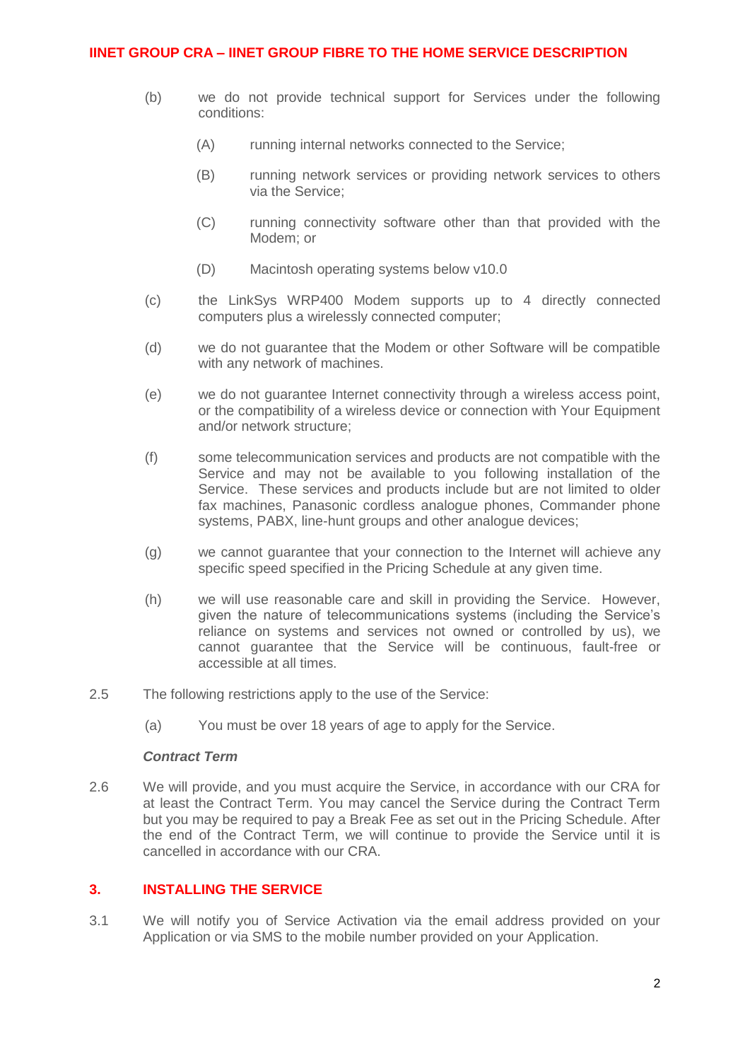(b) we do not provide technical support for Services under the following conditions:

  (A) running internal networks connected to the Service;

  (B) running network services or providing network services to others via the Service;

  (C) running connectivity software other than that provided with the Modem; or

  (D) Macintosh operating systems below v10.0

(c) the LinkSys WRP400 Modem supports up to 4 directly connected computers plus a wirelessly connected computer;

(d) we do not guarantee that the Modem or other Software will be compatible with any network of machines.

(e) we do not guarantee Internet connectivity through a wireless access point, or the compatibility of a wireless device or connection with Your Equipment and/or network structure;

(f) some telecommunication services and products are not compatible with the Service and may not be available to you following installation of the Service. These services and products include but are not limited to older fax machines, Panasonic cordless analogue phones, Commander phone systems, PABX, line-hunt groups and other analogue devices;

(g) we cannot guarantee that your connection to the Internet will achieve any specific speed specified in the Pricing Schedule at any given time.

(h) we will use reasonable care and skill in providing the Service. However, given the nature of telecommunications systems (including the Service's reliance on systems and services not owned or controlled by us), we cannot guarantee that the Service will be continuous, fault-free or accessible at all times.

2.5 The following restrictions apply to the use of the Service:

(a) You must be over 18 years of age to apply for the Service.

***Contract Term***

2.6 We will provide, and you must acquire the Service, in accordance with our CRA for at least the Contract Term. You may cancel the Service during the Contract Term but you may be required to pay a Break Fee as set out in the Pricing Schedule. After the end of the Contract Term, we will continue to provide the Service until it is cancelled in accordance with our CRA.

## 3. INSTALLING THE SERVICE

3.1 We will notify you of Service Activation via the email address provided on your Application or via SMS to the mobile number provided on your Application.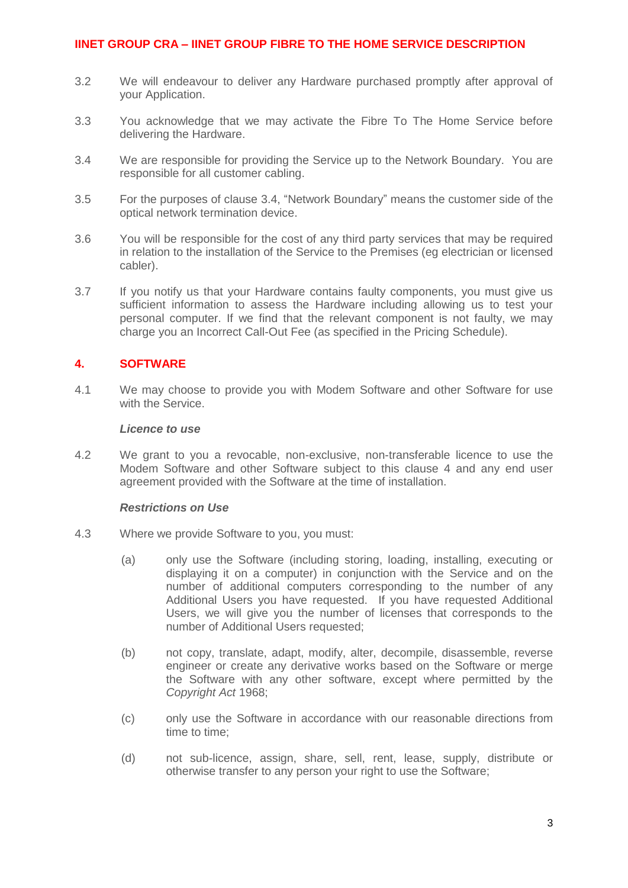3.2 We will endeavour to deliver any Hardware purchased promptly after approval of your Application.

3.3 You acknowledge that we may activate the Fibre To The Home Service before delivering the Hardware.

3.4 We are responsible for providing the Service up to the Network Boundary. You are responsible for all customer cabling.

3.5 For the purposes of clause 3.4, “Network Boundary” means the customer side of the optical network termination device.

3.6 You will be responsible for the cost of any third party services that may be required in relation to the installation of the Service to the Premises (eg electrician or licensed cabler).

3.7 If you notify us that your Hardware contains faulty components, you must give us sufficient information to assess the Hardware including allowing us to test your personal computer. If we find that the relevant component is not faulty, we may charge you an Incorrect Call-Out Fee (as specified in the Pricing Schedule).

## 4. SOFTWARE

4.1 We may choose to provide you with Modem Software and other Software for use with the Service.

***Licence to use***

4.2 We grant to you a revocable, non-exclusive, non-transferable licence to use the Modem Software and other Software subject to this clause 4 and any end user agreement provided with the Software at the time of installation.

***Restrictions on Use***

4.3 Where we provide Software to you, you must:

(a) only use the Software (including storing, loading, installing, executing or displaying it on a computer) in conjunction with the Service and on the number of additional computers corresponding to the number of any Additional Users you have requested. If you have requested Additional Users, we will give you the number of licenses that corresponds to the number of Additional Users requested;

(b) not copy, translate, adapt, modify, alter, decompile, disassemble, reverse engineer or create any derivative works based on the Software or merge the Software with any other software, except where permitted by the *Copyright Act* 1968;

(c) only use the Software in accordance with our reasonable directions from time to time;

(d) not sub-licence, assign, share, sell, rent, lease, supply, distribute or otherwise transfer to any person your right to use the Software;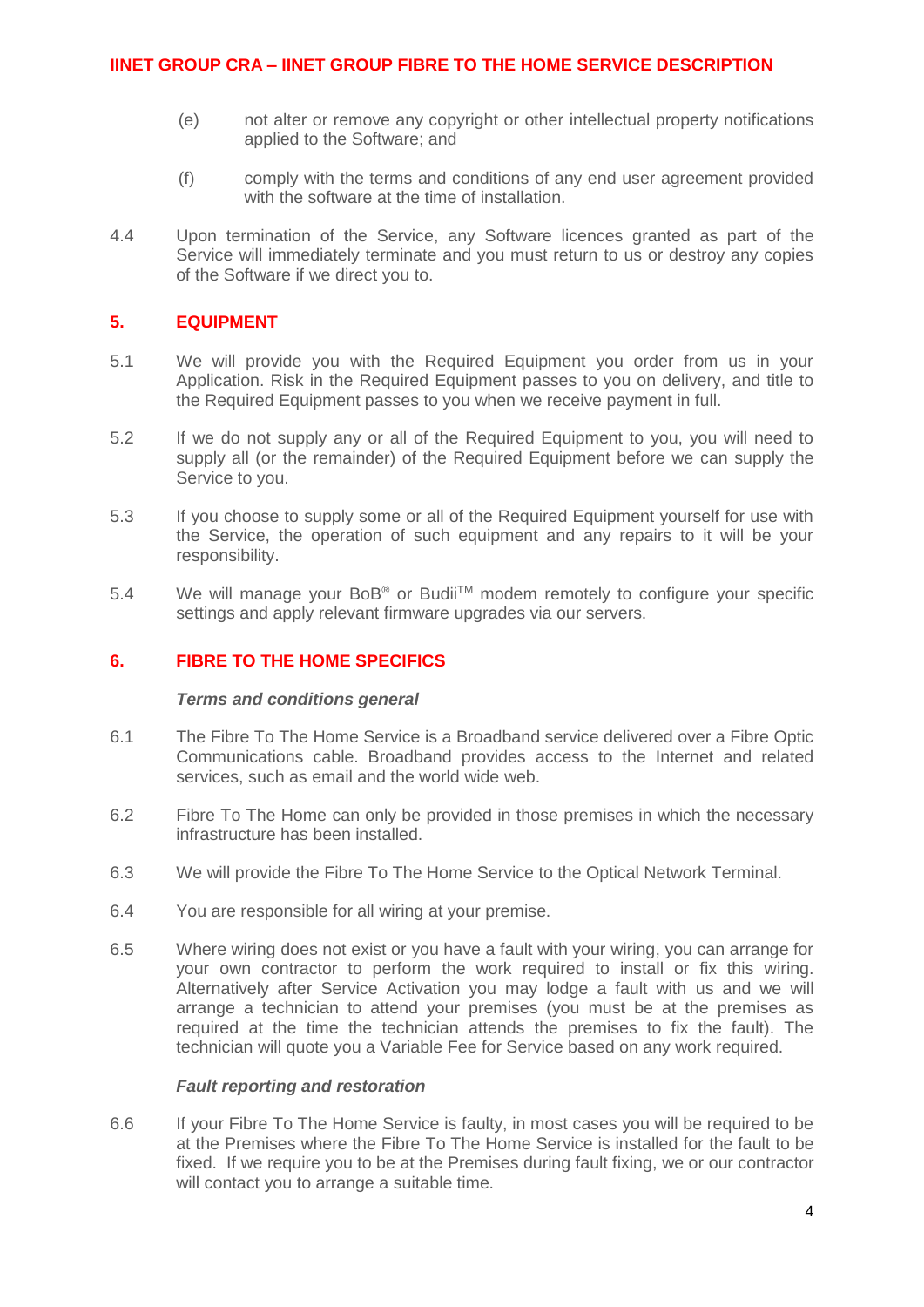(e) not alter or remove any copyright or other intellectual property notifications applied to the Software; and

(f) comply with the terms and conditions of any end user agreement provided with the software at the time of installation.

4.4 Upon termination of the Service, any Software licences granted as part of the Service will immediately terminate and you must return to us or destroy any copies of the Software if we direct you to.

## 5. EQUIPMENT

5.1 We will provide you with the Required Equipment you order from us in your Application. Risk in the Required Equipment passes to you on delivery, and title to the Required Equipment passes to you when we receive payment in full.

5.2 If we do not supply any or all of the Required Equipment to you, you will need to supply all (or the remainder) of the Required Equipment before we can supply the Service to you.

5.3 If you choose to supply some or all of the Required Equipment yourself for use with the Service, the operation of such equipment and any repairs to it will be your responsibility.

5.4 We will manage your BoB® or Budii™ modem remotely to configure your specific settings and apply relevant firmware upgrades via our servers.

## 6. FIBRE TO THE HOME SPECIFICS

***Terms and conditions general***

6.1 The Fibre To The Home Service is a Broadband service delivered over a Fibre Optic Communications cable. Broadband provides access to the Internet and related services, such as email and the world wide web.

6.2 Fibre To The Home can only be provided in those premises in which the necessary infrastructure has been installed.

6.3 We will provide the Fibre To The Home Service to the Optical Network Terminal.

6.4 You are responsible for all wiring at your premise.

6.5 Where wiring does not exist or you have a fault with your wiring, you can arrange for your own contractor to perform the work required to install or fix this wiring. Alternatively after Service Activation you may lodge a fault with us and we will arrange a technician to attend your premises (you must be at the premises as required at the time the technician attends the premises to fix the fault). The technician will quote you a Variable Fee for Service based on any work required.

***Fault reporting and restoration***

6.6 If your Fibre To The Home Service is faulty, in most cases you will be required to be at the Premises where the Fibre To The Home Service is installed for the fault to be fixed. If we require you to be at the Premises during fault fixing, we or our contractor will contact you to arrange a suitable time.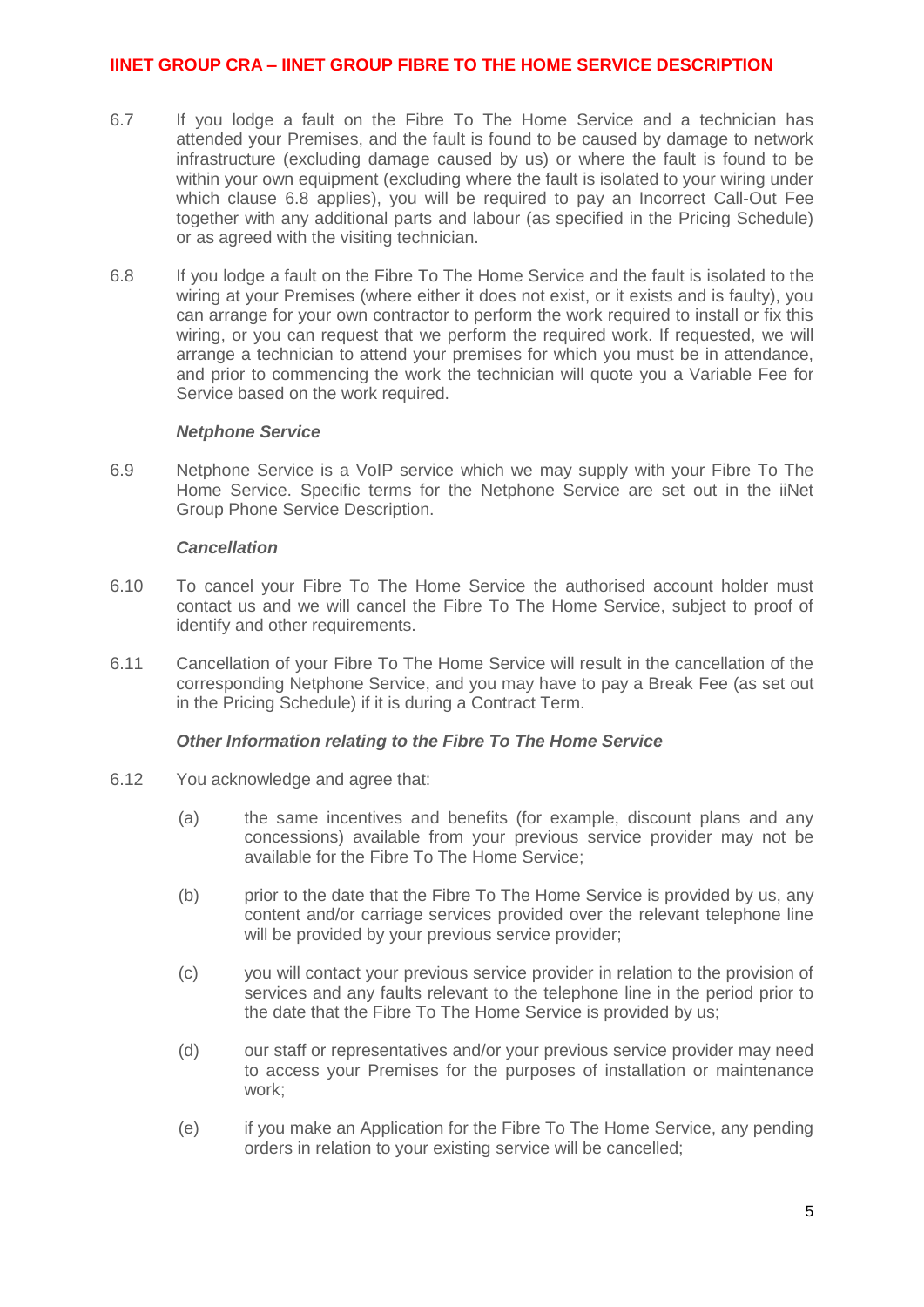6.7 If you lodge a fault on the Fibre To The Home Service and a technician has attended your Premises, and the fault is found to be caused by damage to network infrastructure (excluding damage caused by us) or where the fault is found to be within your own equipment (excluding where the fault is isolated to your wiring under which clause 6.8 applies), you will be required to pay an Incorrect Call-Out Fee together with any additional parts and labour (as specified in the Pricing Schedule) or as agreed with the visiting technician.

6.8 If you lodge a fault on the Fibre To The Home Service and the fault is isolated to the wiring at your Premises (where either it does not exist, or it exists and is faulty), you can arrange for your own contractor to perform the work required to install or fix this wiring, or you can request that we perform the required work. If requested, we will arrange a technician to attend your premises for which you must be in attendance, and prior to commencing the work the technician will quote you a Variable Fee for Service based on the work required.

***Netphone Service***

6.9 Netphone Service is a VoIP service which we may supply with your Fibre To The Home Service. Specific terms for the Netphone Service are set out in the iiNet Group Phone Service Description.

***Cancellation***

6.10 To cancel your Fibre To The Home Service the authorised account holder must contact us and we will cancel the Fibre To The Home Service, subject to proof of identify and other requirements.

6.11 Cancellation of your Fibre To The Home Service will result in the cancellation of the corresponding Netphone Service, and you may have to pay a Break Fee (as set out in the Pricing Schedule) if it is during a Contract Term.

***Other Information relating to the Fibre To The Home Service***

6.12 You acknowledge and agree that:

(a) the same incentives and benefits (for example, discount plans and any concessions) available from your previous service provider may not be available for the Fibre To The Home Service;

(b) prior to the date that the Fibre To The Home Service is provided by us, any content and/or carriage services provided over the relevant telephone line will be provided by your previous service provider;

(c) you will contact your previous service provider in relation to the provision of services and any faults relevant to the telephone line in the period prior to the date that the Fibre To The Home Service is provided by us;

(d) our staff or representatives and/or your previous service provider may need to access your Premises for the purposes of installation or maintenance work;

(e) if you make an Application for the Fibre To The Home Service, any pending orders in relation to your existing service will be cancelled;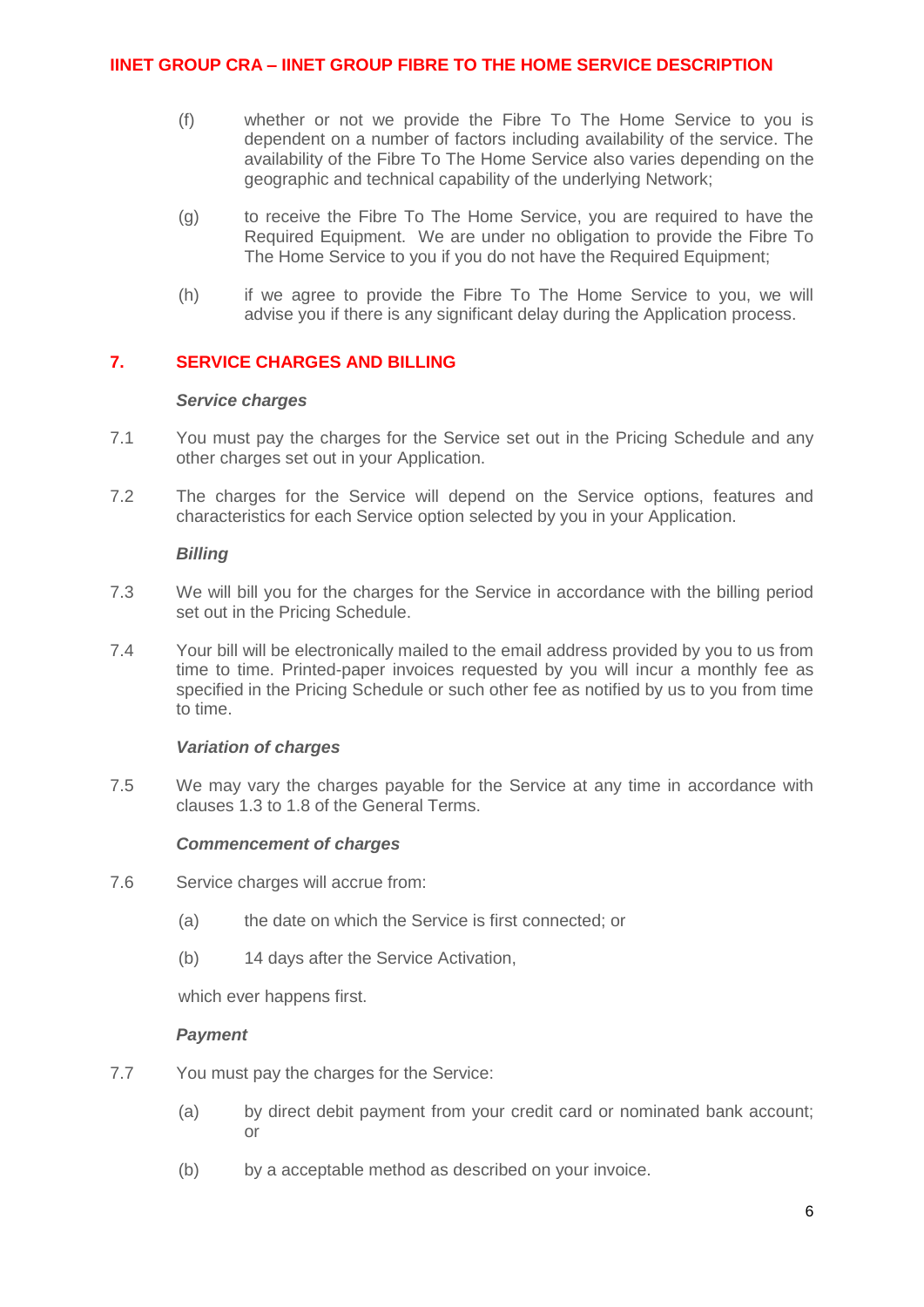(f) whether or not we provide the Fibre To The Home Service to you is dependent on a number of factors including availability of the service. The availability of the Fibre To The Home Service also varies depending on the geographic and technical capability of the underlying Network;

(g) to receive the Fibre To The Home Service, you are required to have the Required Equipment. We are under no obligation to provide the Fibre To The Home Service to you if you do not have the Required Equipment;

(h) if we agree to provide the Fibre To The Home Service to you, we will advise you if there is any significant delay during the Application process.

## 7. SERVICE CHARGES AND BILLING

***Service charges***

7.1 You must pay the charges for the Service set out in the Pricing Schedule and any other charges set out in your Application.

7.2 The charges for the Service will depend on the Service options, features and characteristics for each Service option selected by you in your Application.

***Billing***

7.3 We will bill you for the charges for the Service in accordance with the billing period set out in the Pricing Schedule.

7.4 Your bill will be electronically mailed to the email address provided by you to us from time to time. Printed-paper invoices requested by you will incur a monthly fee as specified in the Pricing Schedule or such other fee as notified by us to you from time to time.

***Variation of charges***

7.5 We may vary the charges payable for the Service at any time in accordance with clauses 1.3 to 1.8 of the General Terms.

***Commencement of charges***

7.6 Service charges will accrue from:

(a) the date on which the Service is first connected; or

(b) 14 days after the Service Activation,

which ever happens first.

***Payment***

7.7 You must pay the charges for the Service:

(a) by direct debit payment from your credit card or nominated bank account; or

(b) by a acceptable method as described on your invoice.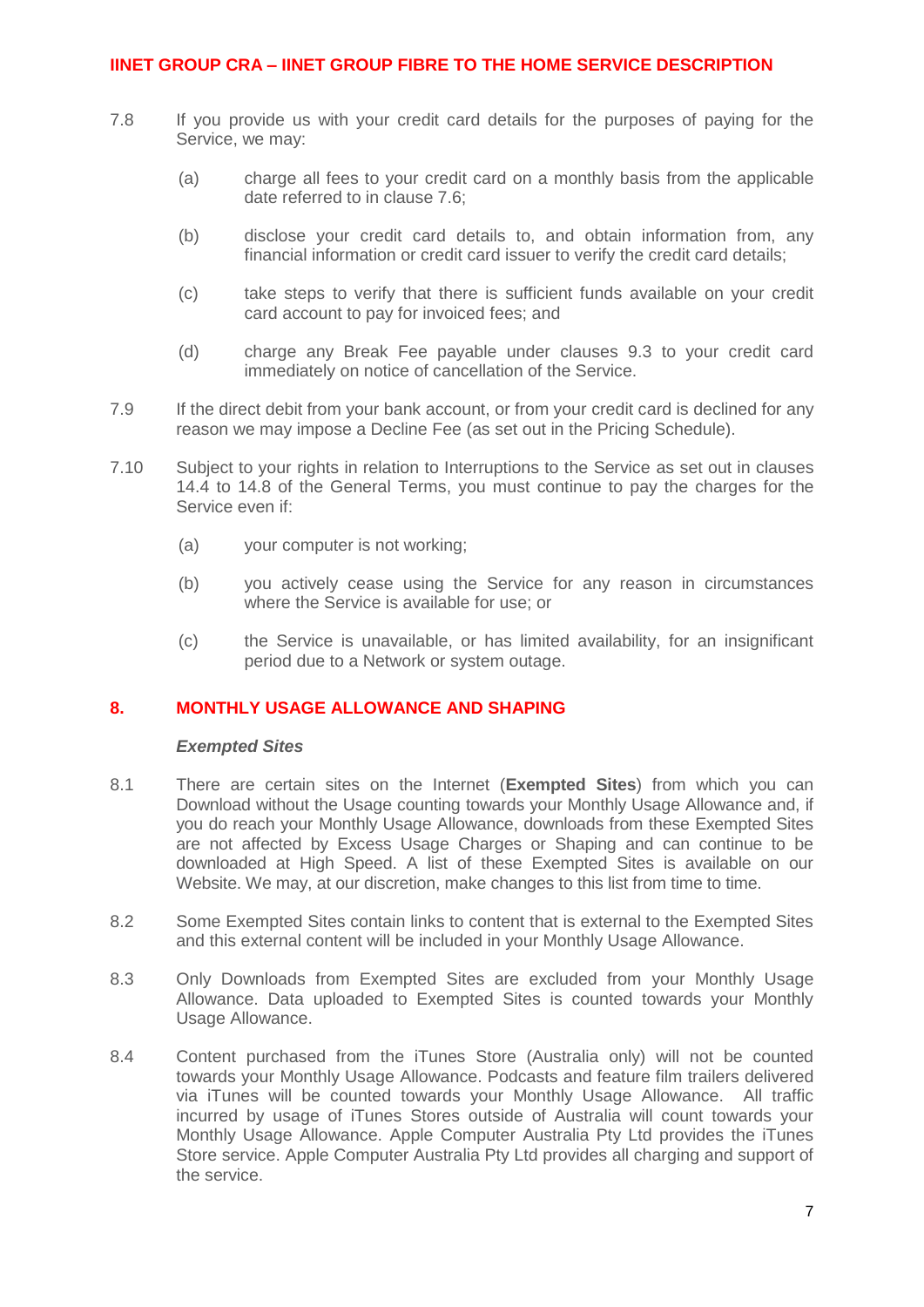7.8 If you provide us with your credit card details for the purposes of paying for the Service, we may:

(a) charge all fees to your credit card on a monthly basis from the applicable date referred to in clause 7.6;

(b) disclose your credit card details to, and obtain information from, any financial information or credit card issuer to verify the credit card details;

(c) take steps to verify that there is sufficient funds available on your credit card account to pay for invoiced fees; and

(d) charge any Break Fee payable under clauses 9.3 to your credit card immediately on notice of cancellation of the Service.

7.9 If the direct debit from your bank account, or from your credit card is declined for any reason we may impose a Decline Fee (as set out in the Pricing Schedule).

7.10 Subject to your rights in relation to Interruptions to the Service as set out in clauses 14.4 to 14.8 of the General Terms, you must continue to pay the charges for the Service even if:

(a) your computer is not working;

(b) you actively cease using the Service for any reason in circumstances where the Service is available for use; or

(c) the Service is unavailable, or has limited availability, for an insignificant period due to a Network or system outage.

## 8. MONTHLY USAGE ALLOWANCE AND SHAPING

***Exempted Sites***

8.1 There are certain sites on the Internet (**Exempted Sites**) from which you can Download without the Usage counting towards your Monthly Usage Allowance and, if you do reach your Monthly Usage Allowance, downloads from these Exempted Sites are not affected by Excess Usage Charges or Shaping and can continue to be downloaded at High Speed. A list of these Exempted Sites is available on our Website. We may, at our discretion, make changes to this list from time to time.

8.2 Some Exempted Sites contain links to content that is external to the Exempted Sites and this external content will be included in your Monthly Usage Allowance.

8.3 Only Downloads from Exempted Sites are excluded from your Monthly Usage Allowance. Data uploaded to Exempted Sites is counted towards your Monthly Usage Allowance.

8.4 Content purchased from the iTunes Store (Australia only) will not be counted towards your Monthly Usage Allowance. Podcasts and feature film trailers delivered via iTunes will be counted towards your Monthly Usage Allowance. All traffic incurred by usage of iTunes Stores outside of Australia will count towards your Monthly Usage Allowance. Apple Computer Australia Pty Ltd provides the iTunes Store service. Apple Computer Australia Pty Ltd provides all charging and support of the service.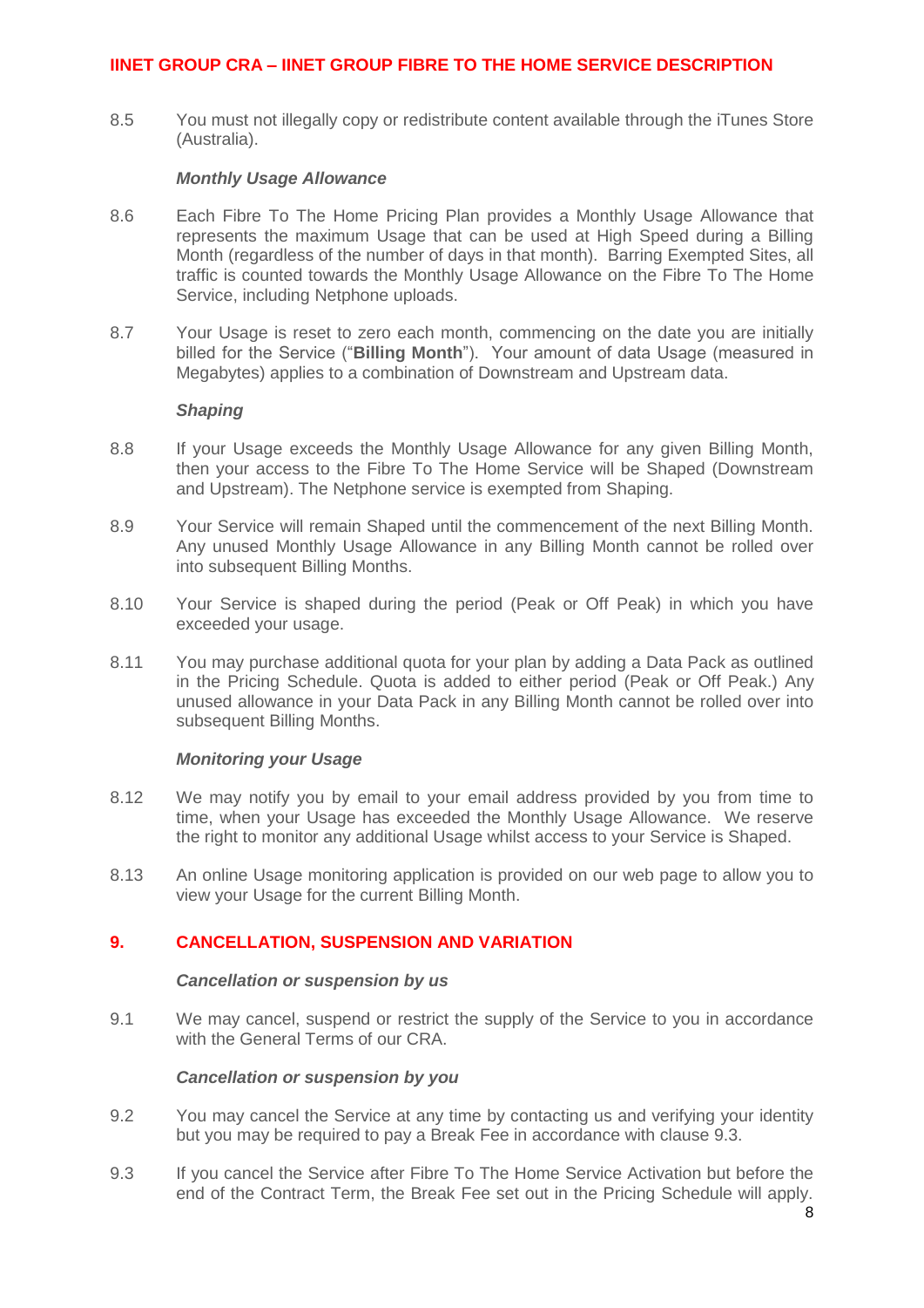8.5 You must not illegally copy or redistribute content available through the iTunes Store (Australia).

***Monthly Usage Allowance***

8.6 Each Fibre To The Home Pricing Plan provides a Monthly Usage Allowance that represents the maximum Usage that can be used at High Speed during a Billing Month (regardless of the number of days in that month). Barring Exempted Sites, all traffic is counted towards the Monthly Usage Allowance on the Fibre To The Home Service, including Netphone uploads.

8.7 Your Usage is reset to zero each month, commencing on the date you are initially billed for the Service ("**Billing Month**"). Your amount of data Usage (measured in Megabytes) applies to a combination of Downstream and Upstream data.

***Shaping***

8.8 If your Usage exceeds the Monthly Usage Allowance for any given Billing Month, then your access to the Fibre To The Home Service will be Shaped (Downstream and Upstream). The Netphone service is exempted from Shaping.

8.9 Your Service will remain Shaped until the commencement of the next Billing Month. Any unused Monthly Usage Allowance in any Billing Month cannot be rolled over into subsequent Billing Months.

8.10 Your Service is shaped during the period (Peak or Off Peak) in which you have exceeded your usage.

8.11 You may purchase additional quota for your plan by adding a Data Pack as outlined in the Pricing Schedule. Quota is added to either period (Peak or Off Peak.) Any unused allowance in your Data Pack in any Billing Month cannot be rolled over into subsequent Billing Months.

***Monitoring your Usage***

8.12 We may notify you by email to your email address provided by you from time to time, when your Usage has exceeded the Monthly Usage Allowance. We reserve the right to monitor any additional Usage whilst access to your Service is Shaped.

8.13 An online Usage monitoring application is provided on our web page to allow you to view your Usage for the current Billing Month.

## 9. CANCELLATION, SUSPENSION AND VARIATION

***Cancellation or suspension by us***

9.1 We may cancel, suspend or restrict the supply of the Service to you in accordance with the General Terms of our CRA.

***Cancellation or suspension by you***

9.2 You may cancel the Service at any time by contacting us and verifying your identity but you may be required to pay a Break Fee in accordance with clause 9.3.

9.3 If you cancel the Service after Fibre To The Home Service Activation but before the end of the Contract Term, the Break Fee set out in the Pricing Schedule will apply.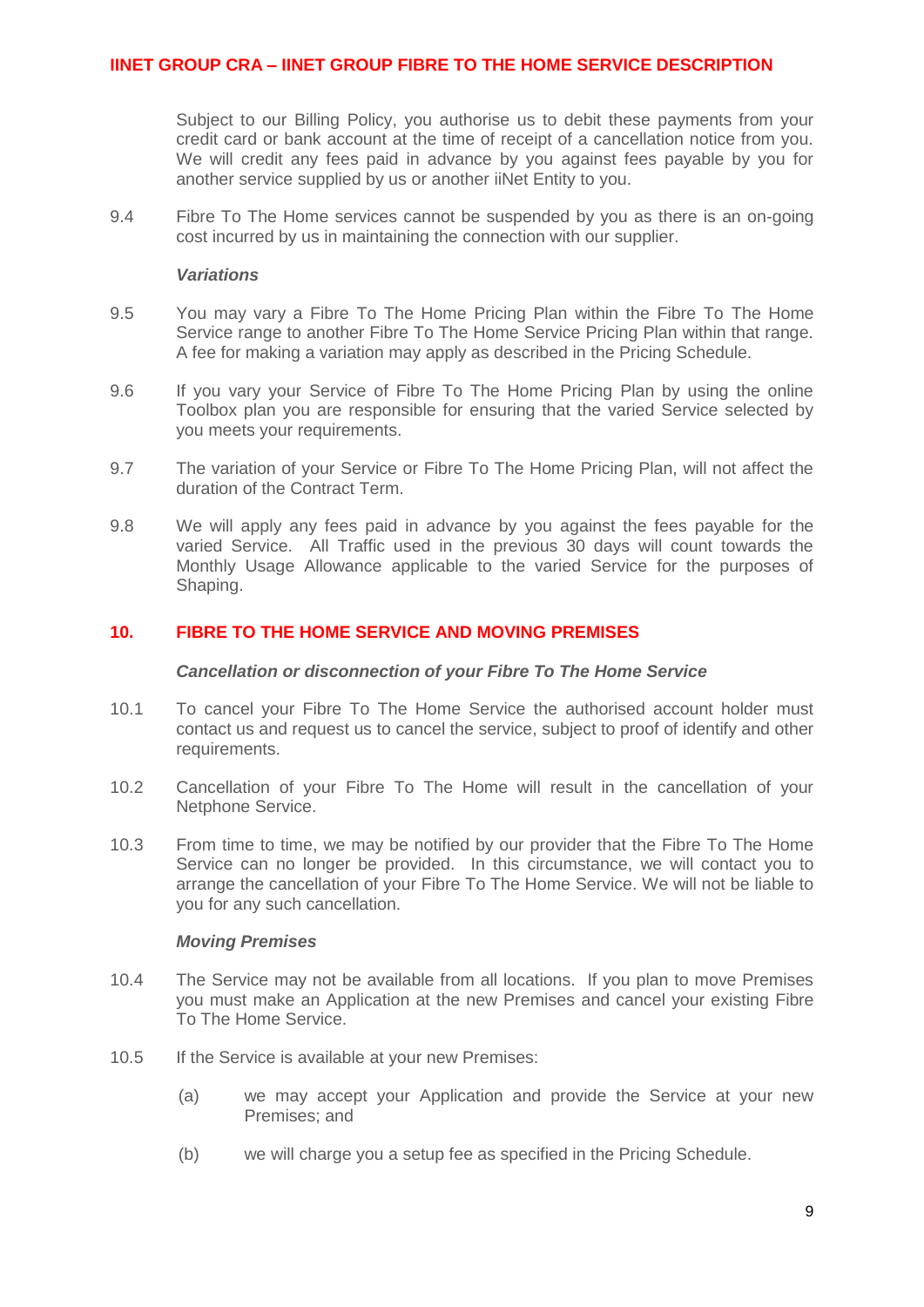Subject to our Billing Policy, you authorise us to debit these payments from your credit card or bank account at the time of receipt of a cancellation notice from you. We will credit any fees paid in advance by you against fees payable by you for another service supplied by us or another iiNet Entity to you.

9.4 Fibre To The Home services cannot be suspended by you as there is an on-going cost incurred by us in maintaining the connection with our supplier.

***Variations***

9.5 You may vary a Fibre To The Home Pricing Plan within the Fibre To The Home Service range to another Fibre To The Home Service Pricing Plan within that range. A fee for making a variation may apply as described in the Pricing Schedule.

9.6 If you vary your Service of Fibre To The Home Pricing Plan by using the online Toolbox plan you are responsible for ensuring that the varied Service selected by you meets your requirements.

9.7 The variation of your Service or Fibre To The Home Pricing Plan, will not affect the duration of the Contract Term.

9.8 We will apply any fees paid in advance by you against the fees payable for the varied Service. All Traffic used in the previous 30 days will count towards the Monthly Usage Allowance applicable to the varied Service for the purposes of Shaping.

## 10. FIBRE TO THE HOME SERVICE AND MOVING PREMISES

***Cancellation or disconnection of your Fibre To The Home Service***

10.1 To cancel your Fibre To The Home Service the authorised account holder must contact us and request us to cancel the service, subject to proof of identify and other requirements.

10.2 Cancellation of your Fibre To The Home will result in the cancellation of your Netphone Service.

10.3 From time to time, we may be notified by our provider that the Fibre To The Home Service can no longer be provided. In this circumstance, we will contact you to arrange the cancellation of your Fibre To The Home Service. We will not be liable to you for any such cancellation.

***Moving Premises***

10.4 The Service may not be available from all locations. If you plan to move Premises you must make an Application at the new Premises and cancel your existing Fibre To The Home Service.

10.5 If the Service is available at your new Premises:

(a) we may accept your Application and provide the Service at your new Premises; and

(b) we will charge you a setup fee as specified in the Pricing Schedule.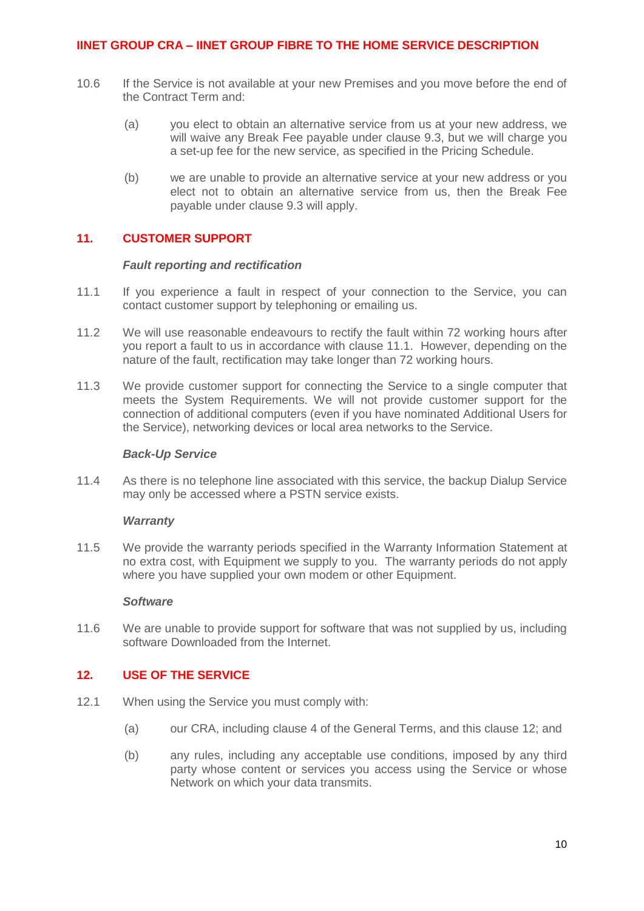10.6 If the Service is not available at your new Premises and you move before the end of the Contract Term and:

(a) you elect to obtain an alternative service from us at your new address, we will waive any Break Fee payable under clause 9.3, but we will charge you a set-up fee for the new service, as specified in the Pricing Schedule.

(b) we are unable to provide an alternative service at your new address or you elect not to obtain an alternative service from us, then the Break Fee payable under clause 9.3 will apply.

## 11. CUSTOMER SUPPORT

***Fault reporting and rectification***

11.1 If you experience a fault in respect of your connection to the Service, you can contact customer support by telephoning or emailing us.

11.2 We will use reasonable endeavours to rectify the fault within 72 working hours after you report a fault to us in accordance with clause 11.1. However, depending on the nature of the fault, rectification may take longer than 72 working hours.

11.3 We provide customer support for connecting the Service to a single computer that meets the System Requirements. We will not provide customer support for the connection of additional computers (even if you have nominated Additional Users for the Service), networking devices or local area networks to the Service.

***Back-Up Service***

11.4 As there is no telephone line associated with this service, the backup Dialup Service may only be accessed where a PSTN service exists.

***Warranty***

11.5 We provide the warranty periods specified in the Warranty Information Statement at no extra cost, with Equipment we supply to you. The warranty periods do not apply where you have supplied your own modem or other Equipment.

***Software***

11.6 We are unable to provide support for software that was not supplied by us, including software Downloaded from the Internet.

## 12. USE OF THE SERVICE

12.1 When using the Service you must comply with:

(a) our CRA, including clause 4 of the General Terms, and this clause 12; and

(b) any rules, including any acceptable use conditions, imposed by any third party whose content or services you access using the Service or whose Network on which your data transmits.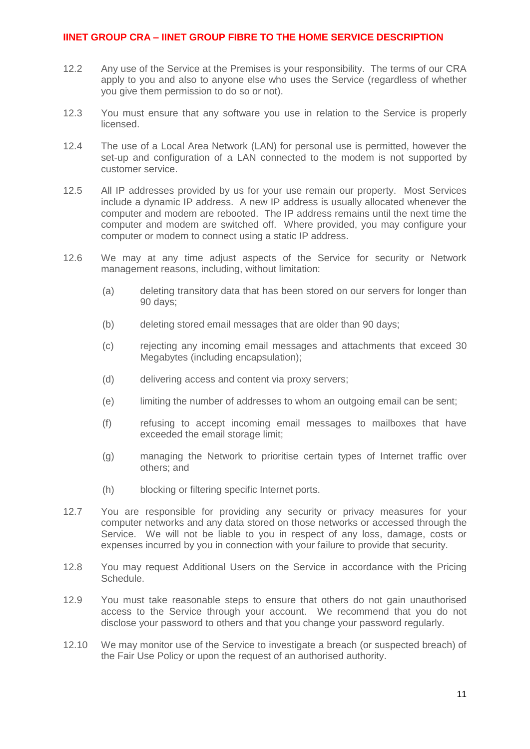12.2 Any use of the Service at the Premises is your responsibility. The terms of our CRA apply to you and also to anyone else who uses the Service (regardless of whether you give them permission to do so or not).

12.3 You must ensure that any software you use in relation to the Service is properly licensed.

12.4 The use of a Local Area Network (LAN) for personal use is permitted, however the set-up and configuration of a LAN connected to the modem is not supported by customer service.

12.5 All IP addresses provided by us for your use remain our property. Most Services include a dynamic IP address. A new IP address is usually allocated whenever the computer and modem are rebooted. The IP address remains until the next time the computer and modem are switched off. Where provided, you may configure your computer or modem to connect using a static IP address.

12.6 We may at any time adjust aspects of the Service for security or Network management reasons, including, without limitation:

(a) deleting transitory data that has been stored on our servers for longer than 90 days;

(b) deleting stored email messages that are older than 90 days;

(c) rejecting any incoming email messages and attachments that exceed 30 Megabytes (including encapsulation);

(d) delivering access and content via proxy servers;

(e) limiting the number of addresses to whom an outgoing email can be sent;

(f) refusing to accept incoming email messages to mailboxes that have exceeded the email storage limit;

(g) managing the Network to prioritise certain types of Internet traffic over others; and

(h) blocking or filtering specific Internet ports.

12.7 You are responsible for providing any security or privacy measures for your computer networks and any data stored on those networks or accessed through the Service. We will not be liable to you in respect of any loss, damage, costs or expenses incurred by you in connection with your failure to provide that security.

12.8 You may request Additional Users on the Service in accordance with the Pricing Schedule.

12.9 You must take reasonable steps to ensure that others do not gain unauthorised access to the Service through your account. We recommend that you do not disclose your password to others and that you change your password regularly.

12.10 We may monitor use of the Service to investigate a breach (or suspected breach) of the Fair Use Policy or upon the request of an authorised authority.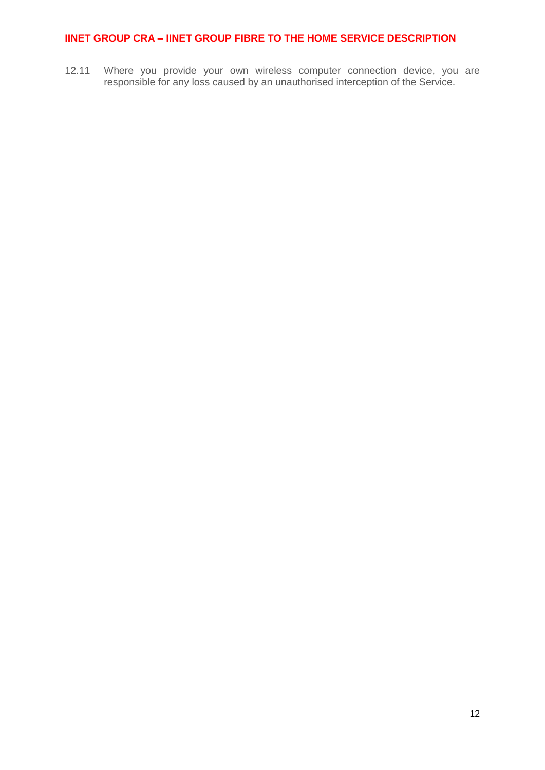12.11 Where you provide your own wireless computer connection device, you are responsible for any loss caused by an unauthorised interception of the Service.